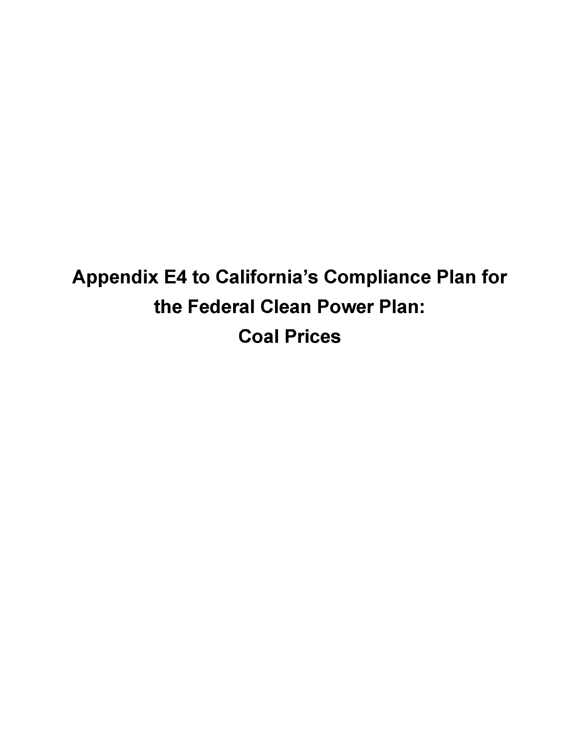# Appendix E4 to California's Compliance Plan for the Federal Clean Power Plan: Coal Prices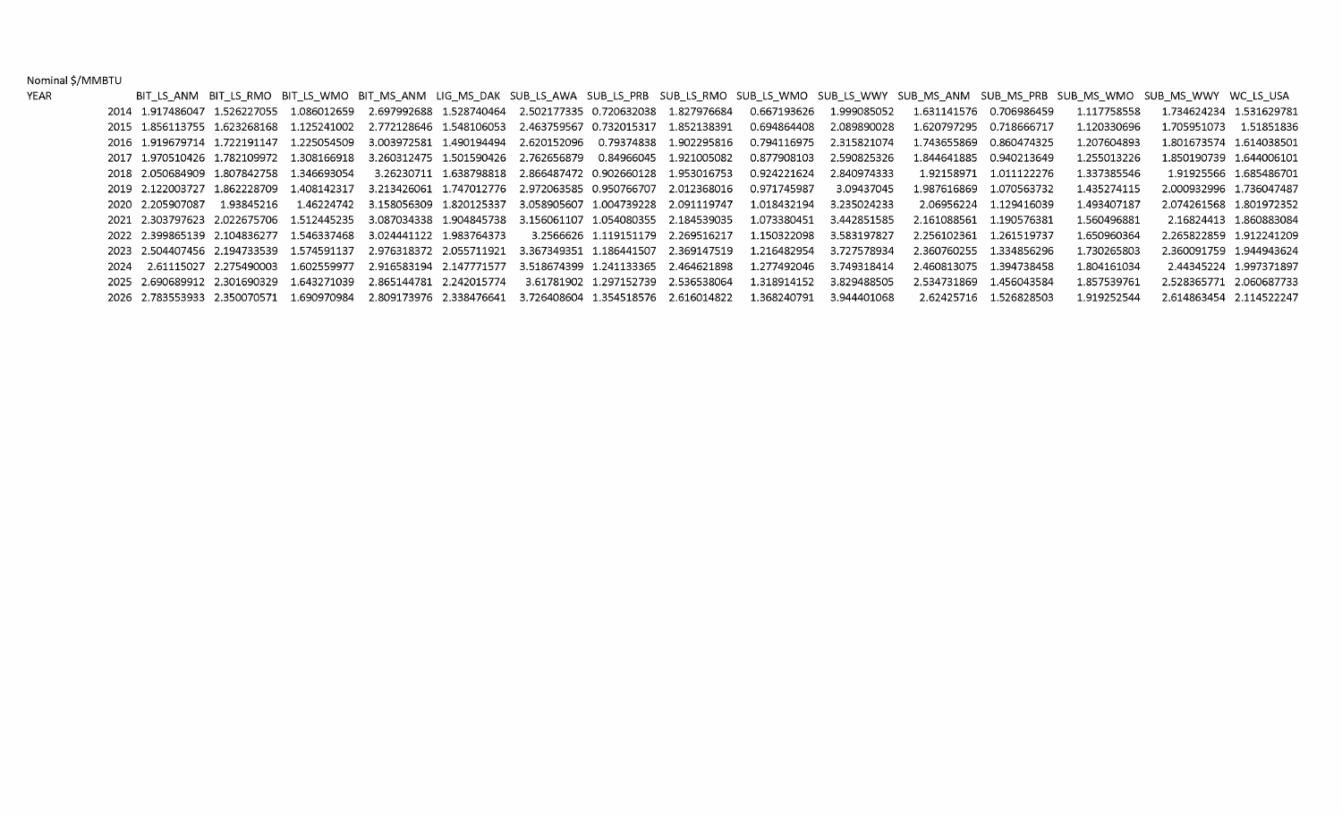Nominal $/MMBTU

| YEAR | BIT_LS_ANM | BIT_LS_RMO | BIT_LS_WMO | BIT_MS_ANM | LIG_MS_DAK | SUB_LS_AWA | SUB_LS_PRB | SUB_LS_RMO | SUB_LS_WMO | SUB_LS_WWY | SUB_MS_ANM | SUB_MS_PRB | SUB_MS_WMO | SUB_MS_WWY | WC_LS_USA |
|---|---|---|---|---|---|---|---|---|---|---|---|---|---|---|---|
| 2014 | 1.917486047 | 1.526227055 | 1.086012659 | 2.697992688 | 1.528740464 | 2.502177335 | 0.720632038 | 1.827976684 | 0.667193626 | 1.999085052 | 1.631141576 | 0.706986459 | 1.117758558 | 1.734624234 | 1.531629781 |
| 2015 | 1.856113755 | 1.623268168 | 1.125241002 | 2.772128646 | 1.548106053 | 2.463759567 | 0.732015317 | 1.852138391 | 0.694864408 | 2.089890028 | 1.620797295 | 0.718666717 | 1.120330696 | 1.705951073 | 1.51851836 |
| 2016 | 1.919679714 | 1.722191147 | 1.225054509 | 3.003972581 | 1.490194494 | 2.620152096 | 0.79374838 | 1.902295816 | 0.794116975 | 2.315821074 | 1.743655869 | 0.860474325 | 1.207604893 | 1.801673574 | 1.614038501 |
| 2017 | 1.970510426 | 1.782109972 | 1.308166918 | 3.260312475 | 1.501590426 | 2.762656879 | 0.84966045 | 1.921005082 | 0.877908103 | 2.590825326 | 1.844641885 | 0.940213649 | 1.255013226 | 1.850190739 | 1.644006101 |
| 2018 | 2.050684909 | 1.807842758 | 1.346693054 | 3.26230711 | 1.638798818 | 2.866487472 | 0.902660128 | 1.953016753 | 0.924221624 | 2.840974333 | 1.92158971 | 1.011122276 | 1.337385546 | 1.91925566 | 1.685486701 |
| 2019 | 2.122003727 | 1.862228709 | 1.408142317 | 3.213426061 | 1.747012776 | 2.972063585 | 0.950766707 | 2.012368016 | 0.971745987 | 3.09437045 | 1.987616869 | 1.070563732 | 1.435274115 | 2.000932996 | 1.736047487 |
| 2020 | 2.205907087 | 1.93845216 | 1.46224742 | 3.158056309 | 1.820125337 | 3.058905607 | 1.004739228 | 2.091119747 | 1.018432194 | 3.235024233 | 2.06956224 | 1.129416039 | 1.493407187 | 2.074261568 | 1.801972352 |
| 2021 | 2.303797623 | 2.022675706 | 1.512445235 | 3.087034338 | 1.904845738 | 3.156061107 | 1.054080355 | 2.184539035 | 1.073380451 | 3.442851585 | 2.161088561 | 1.190576381 | 1.560496881 | 2.16824413 | 1.860883084 |
| 2022 | 2.399865139 | 2.104836277 | 1.546337468 | 3.024441122 | 1.983764373 | 3.2566626 | 1.119151179 | 2.269516217 | 1.150322098 | 3.583197827 | 2.256102361 | 1.261519737 | 1.650960364 | 2.265822859 | 1.912241209 |
| 2023 | 2.504407456 | 2.194733539 | 1.574591137 | 2.976318372 | 2.055711921 | 3.367349351 | 1.186441507 | 2.369147519 | 1.216482954 | 3.727578934 | 2.360760255 | 1.334856296 | 1.730265803 | 2.360091759 | 1.944943624 |
| 2024 | 2.61115027 | 2.275490003 | 1.602559977 | 2.916583194 | 2.147771577 | 3.518674399 | 1.241133365 | 2.464621898 | 1.277492046 | 3.749318414 | 2.460813075 | 1.394738458 | 1.804161034 | 2.44345224 | 1.997371897 |
| 2025 | 2.690689912 | 2.301690329 | 1.643271039 | 2.865144781 | 2.242015774 | 3.61781902 | 1.297152739 | 2.536538064 | 1.318914152 | 3.829488505 | 2.534731869 | 1.456043584 | 1.857539761 | 2.528365771 | 2.060687733 |
| 2026 | 2.783553933 | 2.350070571 | 1.690970984 | 2.809173976 | 2.338476641 | 3.726408604 | 1.354518576 | 2.616014822 | 1.368240791 | 3.944401068 | 2.62425716 | 1.526828503 | 1.919252544 | 2.614863454 | 2.114522247 |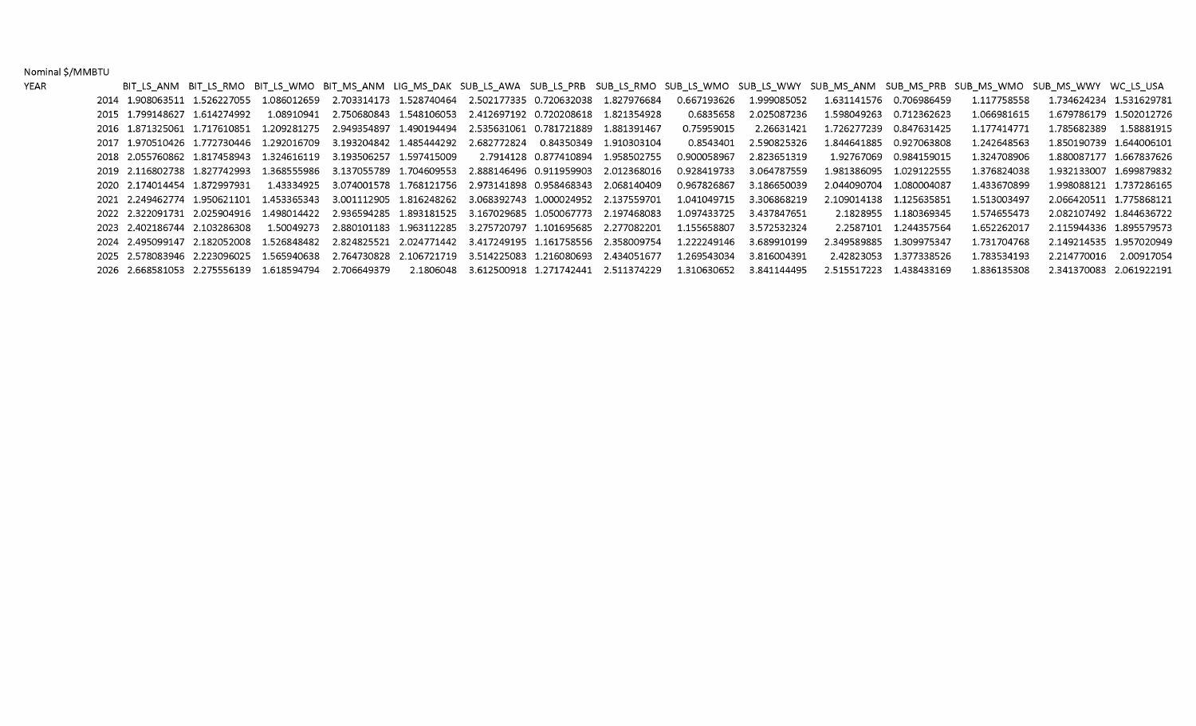Nominal $/MMBTU

| YEAR | BIT_LS_ANM | BIT_LS_RMO | BIT_LS_WMO | BIT_MS_ANM | LIG_MS_DAK | SUB_LS_AWA | SUB_LS_PRB | SUB_LS_RMO | SUB_LS_WMO | SUB_LS_WWY | SUB_MS_ANM | SUB_MS_PRB | SUB_MS_WMO | SUB_MS_WWY | WC_LS_USA |
|---|---|---|---|---|---|---|---|---|---|---|---|---|---|---|---|
| 2014 | 1.908063511 | 1.526227055 | 1.086012659 | 2.703314173 | 1.528740464 | 2.502177335 | 0.720632038 | 1.827976684 | 0.667193626 | 1.999085052 | 1.631141576 | 0.706986459 | 1.117758558 | 1.734624234 | 1.531629781 |
| 2015 | 1.799148627 | 1.614274992 | 1.08910941 | 2.750680843 | 1.548106053 | 2.412697192 | 0.720208618 | 1.821354928 | 0.6835658 | 2.025087236 | 1.598049263 | 0.712362623 | 1.066981615 | 1.679786179 | 1.502012726 |
| 2016 | 1.871325061 | 1.717610851 | 1.209281275 | 2.949354897 | 1.490194494 | 2.535631061 | 0.781721889 | 1.881391467 | 0.75959015 | 2.26631421 | 1.726277239 | 0.847631425 | 1.177414771 | 1.785682389 | 1.58881915 |
| 2017 | 1.970510426 | 1.772730446 | 1.292016709 | 3.193204842 | 1.485444292 | 2.682772824 | 0.84350349 | 1.910303104 | 0.8543401 | 2.590825326 | 1.844641885 | 0.927063808 | 1.242648563 | 1.850190739 | 1.644006101 |
| 2018 | 2.055760862 | 1.817458943 | 1.324616119 | 3.193506257 | 1.597415009 | 2.7914128 | 0.877410894 | 1.958502755 | 0.900058967 | 2.823651319 | 1.92767069 | 0.984159015 | 1.324708906 | 1.880087177 | 1.667837626 |
| 2019 | 2.116802738 | 1.827742993 | 1.368555986 | 3.137055789 | 1.704609553 | 2.888146496 | 0.911959903 | 2.012368016 | 0.928419733 | 3.064787559 | 1.981386095 | 1.029122555 | 1.376824038 | 1.932133007 | 1.699879832 |
| 2020 | 2.174014454 | 1.872997931 | 1.43334925 | 3.074001578 | 1.768121756 | 2.973141898 | 0.958468343 | 2.068140409 | 0.967826867 | 3.186650039 | 2.044090704 | 1.080004087 | 1.433670899 | 1.998088121 | 1.737286165 |
| 2021 | 2.249462774 | 1.950621101 | 1.453365343 | 3.001112905 | 1.816248262 | 3.068392743 | 1.000024952 | 2.137559701 | 1.041049715 | 3.306868219 | 2.109014138 | 1.125635851 | 1.513003497 | 2.066420511 | 1.775868121 |
| 2022 | 2.322091731 | 2.025904916 | 1.498014422 | 2.936594285 | 1.893181525 | 3.167029685 | 1.050067773 | 2.197468083 | 1.097433725 | 3.437847651 | 2.1828955 | 1.180369345 | 1.574655473 | 2.082107492 | 1.844636722 |
| 2023 | 2.402186744 | 2.103286308 | 1.50049273 | 2.880101183 | 1.963112285 | 3.275720797 | 1.101695685 | 2.277082201 | 1.155658807 | 3.572532324 | 2.2587101 | 1.244357564 | 1.652262017 | 2.115944336 | 1.895579573 |
| 2024 | 2.495099147 | 2.182052008 | 1.526848482 | 2.824825521 | 2.024771442 | 3.417249195 | 1.161758556 | 2.358009754 | 1.222249146 | 3.689910199 | 2.349589885 | 1.309975347 | 1.731704768 | 2.149214535 | 1.957020949 |
| 2025 | 2.578083946 | 2.223096025 | 1.565940638 | 2.764730828 | 2.106721719 | 3.514225083 | 1.216080693 | 2.434051677 | 1.269543034 | 3.816004391 | 2.42823053 | 1.377338526 | 1.783534193 | 2.214770016 | 2.00917054 |
| 2026 | 2.668581053 | 2.275556139 | 1.618594794 | 2.706649379 | 2.1806048 | 3.612500918 | 1.271742441 | 2.511374229 | 1.310630652 | 3.841144495 | 2.515517223 | 1.438433169 | 1.836135308 | 2.341370083 | 2.061922191 |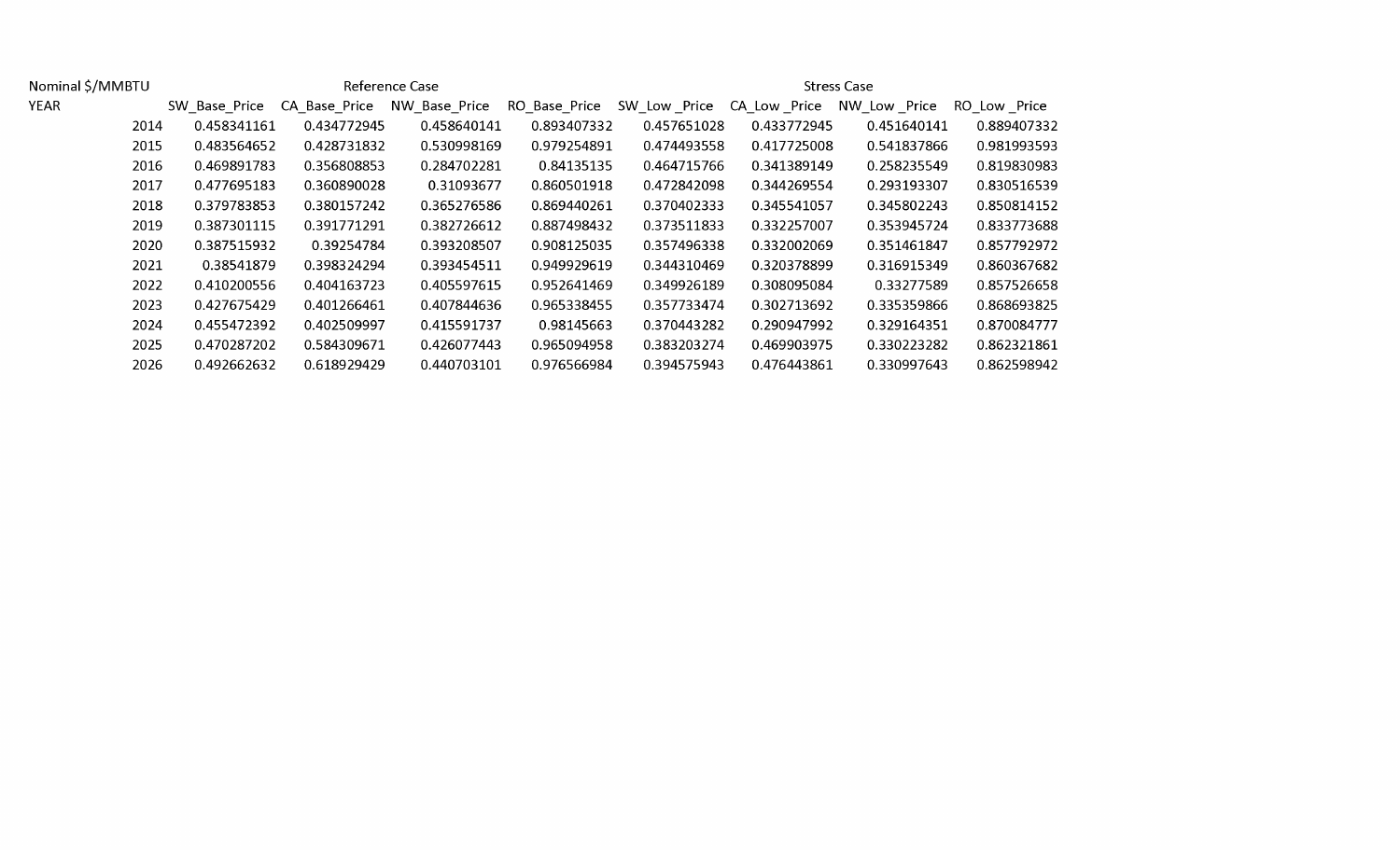| Nominal $/MMBTU | Reference Case | | | | Stress Case | | | |
|---|---|---|---|---|---|---|---|---|
| YEAR | SW_Base_Price | CA_Base_Price | NW_Base_Price | RO_Base_Price | SW_Low _Price | CA_Low _Price | NW_Low _Price | RO_Low _Price |
| 2014 | 0.458341161 | 0.434772945 | 0.458640141 | 0.893407332 | 0.457651028 | 0.433772945 | 0.451640141 | 0.889407332 |
| 2015 | 0.483564652 | 0.428731832 | 0.530998169 | 0.979254891 | 0.474493558 | 0.417725008 | 0.541837866 | 0.981993593 |
| 2016 | 0.469891783 | 0.356808853 | 0.284702281 | 0.84135135 | 0.464715766 | 0.341389149 | 0.258235549 | 0.819830983 |
| 2017 | 0.477695183 | 0.360890028 | 0.31093677 | 0.860501918 | 0.472842098 | 0.344269554 | 0.293193307 | 0.830516539 |
| 2018 | 0.379783853 | 0.380157242 | 0.365276586 | 0.869440261 | 0.370402333 | 0.345541057 | 0.345802243 | 0.850814152 |
| 2019 | 0.387301115 | 0.391771291 | 0.382726612 | 0.887498432 | 0.373511833 | 0.332257007 | 0.353945724 | 0.833773688 |
| 2020 | 0.387515932 | 0.39254784 | 0.393208507 | 0.908125035 | 0.357496338 | 0.332002069 | 0.351461847 | 0.857792972 |
| 2021 | 0.38541879 | 0.398324294 | 0.393454511 | 0.949929619 | 0.344310469 | 0.320378899 | 0.316915349 | 0.860367682 |
| 2022 | 0.410200556 | 0.404163723 | 0.405597615 | 0.952641469 | 0.349926189 | 0.308095084 | 0.33277589 | 0.857526658 |
| 2023 | 0.427675429 | 0.401266461 | 0.407844636 | 0.965338455 | 0.357733474 | 0.302713692 | 0.335359866 | 0.868693825 |
| 2024 | 0.455472392 | 0.402509997 | 0.415591737 | 0.98145663 | 0.370443282 | 0.290947992 | 0.329164351 | 0.870084777 |
| 2025 | 0.470287202 | 0.584309671 | 0.426077443 | 0.965094958 | 0.383203274 | 0.469903975 | 0.330223282 | 0.862321861 |
| 2026 | 0.492662632 | 0.618929429 | 0.440703101 | 0.976566984 | 0.394575943 | 0.476443861 | 0.330997643 | 0.862598942 |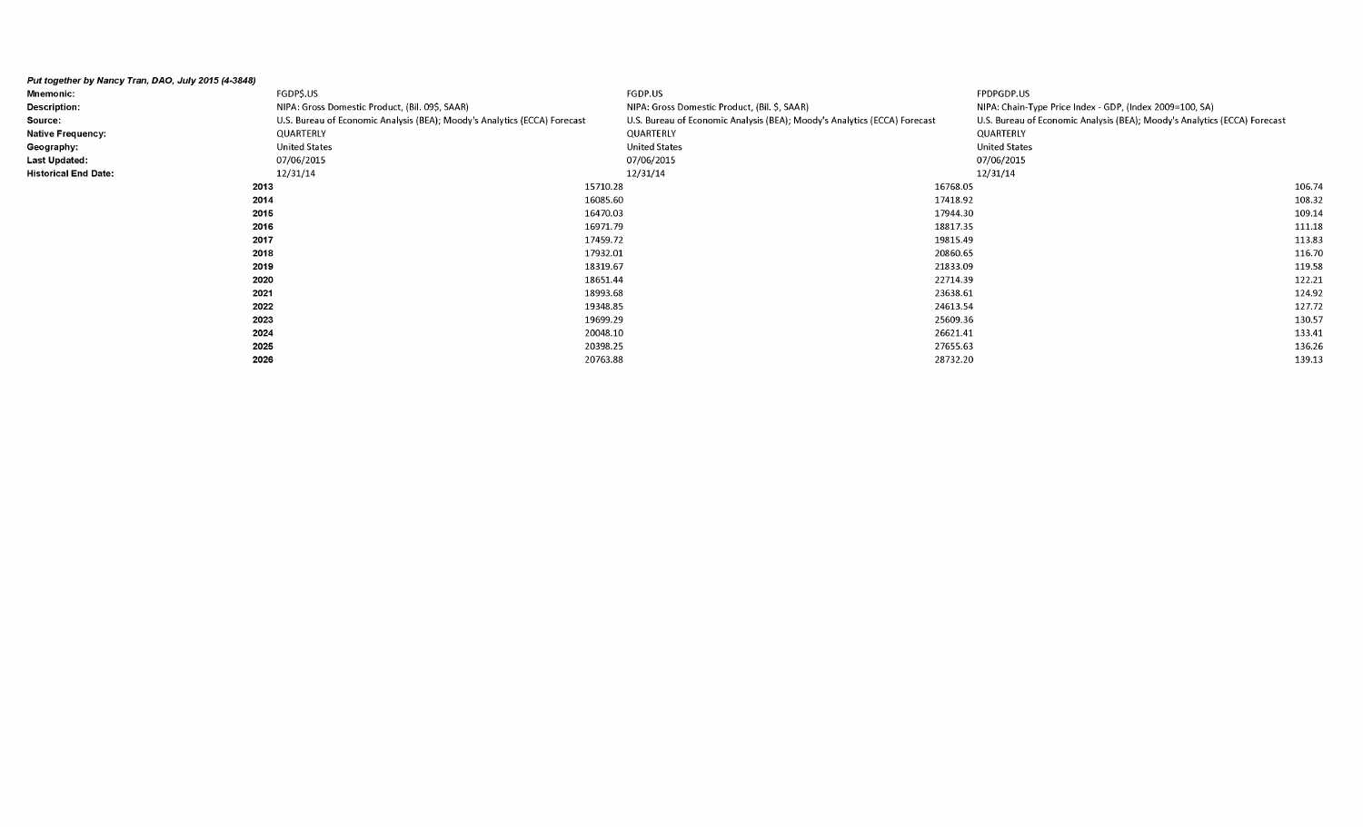*Put together by Nancy Tran, DAO, July 2015 (4-3848)*

| | FGDP$.US | FGDP.US | FPDPGDP.US |
|---|---|---|---|
| **Mnemonic:** | FGDP$.US | FGDP.US | FPDPGDP.US |
| **Description:** | NIPA: Gross Domestic Product, (Bil. 09$, SAAR) | NIPA: Gross Domestic Product, (Bil. $, SAAR) | NIPA: Chain-Type Price Index - GDP, (Index 2009=100, SA) |
| **Source:** | U.S. Bureau of Economic Analysis (BEA); Moody's Analytics (ECCA) Forecast | U.S. Bureau of Economic Analysis (BEA); Moody's Analytics (ECCA) Forecast | U.S. Bureau of Economic Analysis (BEA); Moody's Analytics (ECCA) Forecast |
| **Native Frequency:** | QUARTERLY | QUARTERLY | QUARTERLY |
| **Geography:** | United States | United States | United States |
| **Last Updated:** | 07/06/2015 | 07/06/2015 | 07/06/2015 |
| **Historical End Date:** | 12/31/14 | 12/31/14 | 12/31/14 |
| **2013** | 15710.28 | 16768.05 | 106.74 |
| **2014** | 16085.60 | 17418.92 | 108.32 |
| **2015** | 16470.03 | 17944.30 | 109.14 |
| **2016** | 16971.79 | 18817.35 | 111.18 |
| **2017** | 17459.72 | 19815.49 | 113.83 |
| **2018** | 17932.01 | 20860.65 | 116.70 |
| **2019** | 18319.67 | 21833.09 | 119.58 |
| **2020** | 18651.44 | 22714.39 | 122.21 |
| **2021** | 18993.68 | 23638.61 | 124.92 |
| **2022** | 19348.85 | 24613.54 | 127.72 |
| **2023** | 19699.29 | 25609.36 | 130.57 |
| **2024** | 20048.10 | 26621.41 | 133.41 |
| **2025** | 20398.25 | 27655.63 | 136.26 |
| **2026** | 20763.88 | 28732.20 | 139.13 |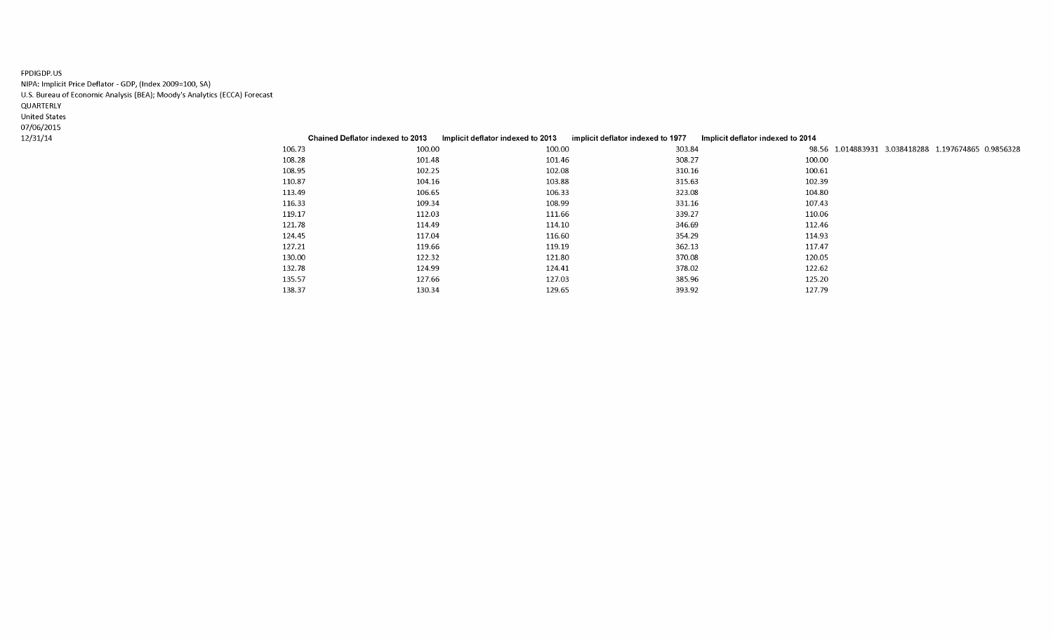FPDIGDP.US
NIPA: Implicit Price Deflator - GDP, (Index 2009=100, SA)
U.S. Bureau of Economic Analysis (BEA); Moody's Analytics (ECCA) Forecast
QUARTERLY
United States
07/06/2015
12/31/14

| | Chained Deflator indexed to 2013 | Implicit deflator indexed to 2013 | implicit deflator indexed to 1977 | Implicit deflator indexed to 2014 | | | | |
|---|---|---|---|---|---|---|---|---|
| 106.73 | 100.00 | 100.00 | 303.84 | 98.56 | 1.014883931 | 3.038418288 | 1.197674865 | 0.9856328 |
| 108.28 | 101.48 | 101.46 | 308.27 | 100.00 | | | | |
| 108.95 | 102.25 | 102.08 | 310.16 | 100.61 | | | | |
| 110.87 | 104.16 | 103.88 | 315.63 | 102.39 | | | | |
| 113.49 | 106.65 | 106.33 | 323.08 | 104.80 | | | | |
| 116.33 | 109.34 | 108.99 | 331.16 | 107.43 | | | | |
| 119.17 | 112.03 | 111.66 | 339.27 | 110.06 | | | | |
| 121.78 | 114.49 | 114.10 | 346.69 | 112.46 | | | | |
| 124.45 | 117.04 | 116.60 | 354.29 | 114.93 | | | | |
| 127.21 | 119.66 | 119.19 | 362.13 | 117.47 | | | | |
| 130.00 | 122.32 | 121.80 | 370.08 | 120.05 | | | | |
| 132.78 | 124.99 | 124.41 | 378.02 | 122.62 | | | | |
| 135.57 | 127.66 | 127.03 | 385.96 | 125.20 | | | | |
| 138.37 | 130.34 | 129.65 | 393.92 | 127.79 | | | | |